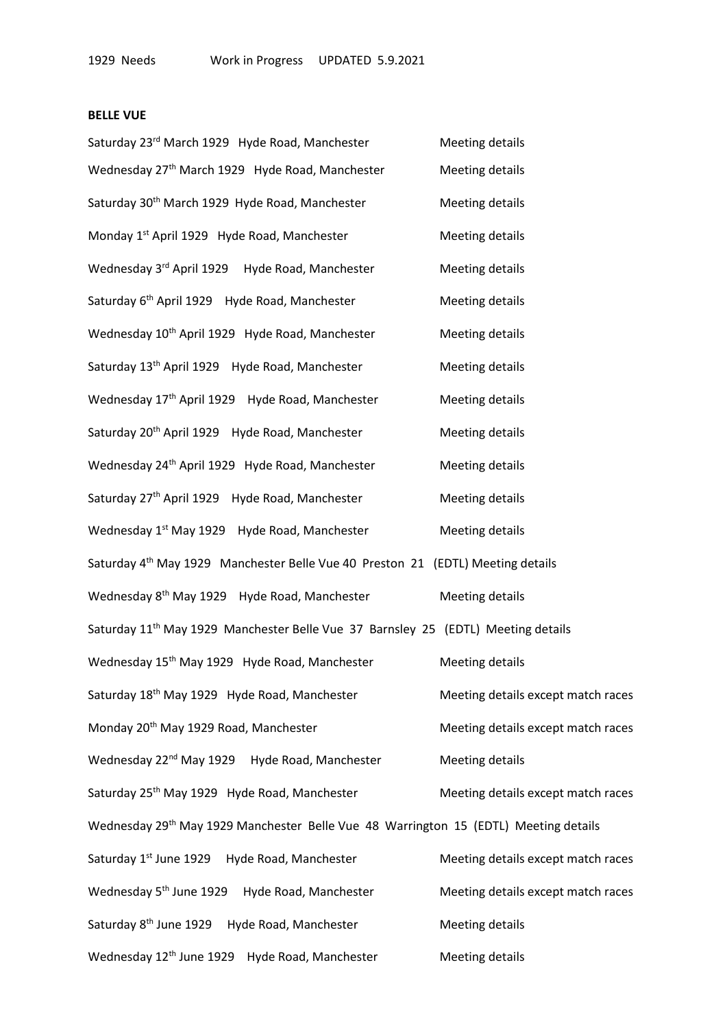1929 Needs Work in Progress UPDATED 5.9.2021

**BELLE VUE**

Saturday 23rd March 1929 Hyde Road, Manchester Meeting details

Wednesday 27th March 1929 Hyde Road, Manchester Meeting details

Saturday 30th March 1929 Hyde Road, Manchester Meeting details

Monday 1st April 1929 Hyde Road, Manchester Meeting details

Wednesday 3rd April 1929 Hyde Road, Manchester Meeting details

Saturday 6th April 1929 Hyde Road, Manchester Meeting details

Wednesday 10th April 1929 Hyde Road, Manchester Meeting details

Saturday 13th April 1929 Hyde Road, Manchester Meeting details

Wednesday 17th April 1929 Hyde Road, Manchester Meeting details

Saturday 20th April 1929 Hyde Road, Manchester Meeting details

Wednesday 24th April 1929 Hyde Road, Manchester Meeting details

Saturday 27th April 1929 Hyde Road, Manchester Meeting details

Wednesday 1st May 1929 Hyde Road, Manchester Meeting details

Saturday 4th May 1929 Manchester Belle Vue 40 Preston 21 (EDTL) Meeting details

Wednesday 8th May 1929 Hyde Road, Manchester Meeting details

Saturday 11th May 1929 Manchester Belle Vue 37 Barnsley 25 (EDTL) Meeting details

Wednesday 15th May 1929 Hyde Road, Manchester Meeting details

Saturday 18th May 1929 Hyde Road, Manchester Meeting details except match races

Monday 20th May 1929 Road, Manchester Meeting details except match races

Wednesday 22nd May 1929 Hyde Road, Manchester Meeting details

Saturday 25th May 1929 Hyde Road, Manchester Meeting details except match races

Wednesday 29th May 1929 Manchester Belle Vue 48 Warrington 15 (EDTL) Meeting details

Saturday 1st June 1929 Hyde Road, Manchester Meeting details except match races

Wednesday 5th June 1929 Hyde Road, Manchester Meeting details except match races

Saturday 8th June 1929 Hyde Road, Manchester Meeting details

Wednesday 12th June 1929 Hyde Road, Manchester Meeting details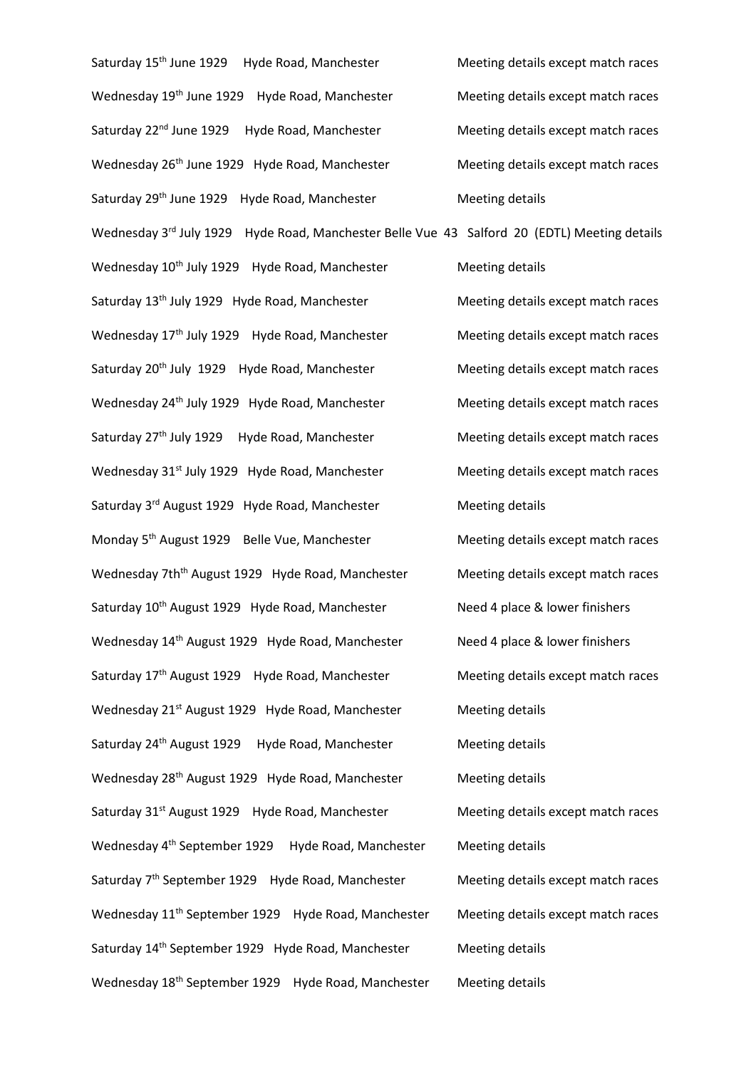Saturday 15th June 1929 Hyde Road, Manchester Meeting details except match races

Wednesday 19th June 1929 Hyde Road, Manchester Meeting details except match races

Saturday 22nd June 1929 Hyde Road, Manchester Meeting details except match races

Wednesday 26th June 1929 Hyde Road, Manchester Meeting details except match races

Saturday 29th June 1929 Hyde Road, Manchester Meeting details

Wednesday 3rd July 1929 Hyde Road, Manchester Belle Vue 43 Salford 20 (EDTL) Meeting details

Wednesday 10th July 1929 Hyde Road, Manchester Meeting details

Saturday 13th July 1929 Hyde Road, Manchester Meeting details except match races

Wednesday 17th July 1929 Hyde Road, Manchester Meeting details except match races

Saturday 20th July 1929 Hyde Road, Manchester Meeting details except match races

Wednesday 24th July 1929 Hyde Road, Manchester Meeting details except match races

Saturday 27th July 1929 Hyde Road, Manchester Meeting details except match races

Wednesday 31st July 1929 Hyde Road, Manchester Meeting details except match races

Saturday 3rd August 1929 Hyde Road, Manchester Meeting details

Monday 5th August 1929 Belle Vue, Manchester Meeting details except match races

Wednesday 7thth August 1929 Hyde Road, Manchester Meeting details except match races

Saturday 10th August 1929 Hyde Road, Manchester Need 4 place & lower finishers

Wednesday 14th August 1929 Hyde Road, Manchester Need 4 place & lower finishers

Saturday 17th August 1929 Hyde Road, Manchester Meeting details except match races

Wednesday 21st August 1929 Hyde Road, Manchester Meeting details

Saturday 24th August 1929 Hyde Road, Manchester Meeting details

Wednesday 28th August 1929 Hyde Road, Manchester Meeting details

Saturday 31st August 1929 Hyde Road, Manchester Meeting details except match races

Wednesday 4th September 1929 Hyde Road, Manchester Meeting details

Saturday 7th September 1929 Hyde Road, Manchester Meeting details except match races

Wednesday 11th September 1929 Hyde Road, Manchester Meeting details except match races

Saturday 14th September 1929 Hyde Road, Manchester Meeting details

Wednesday 18th September 1929 Hyde Road, Manchester Meeting details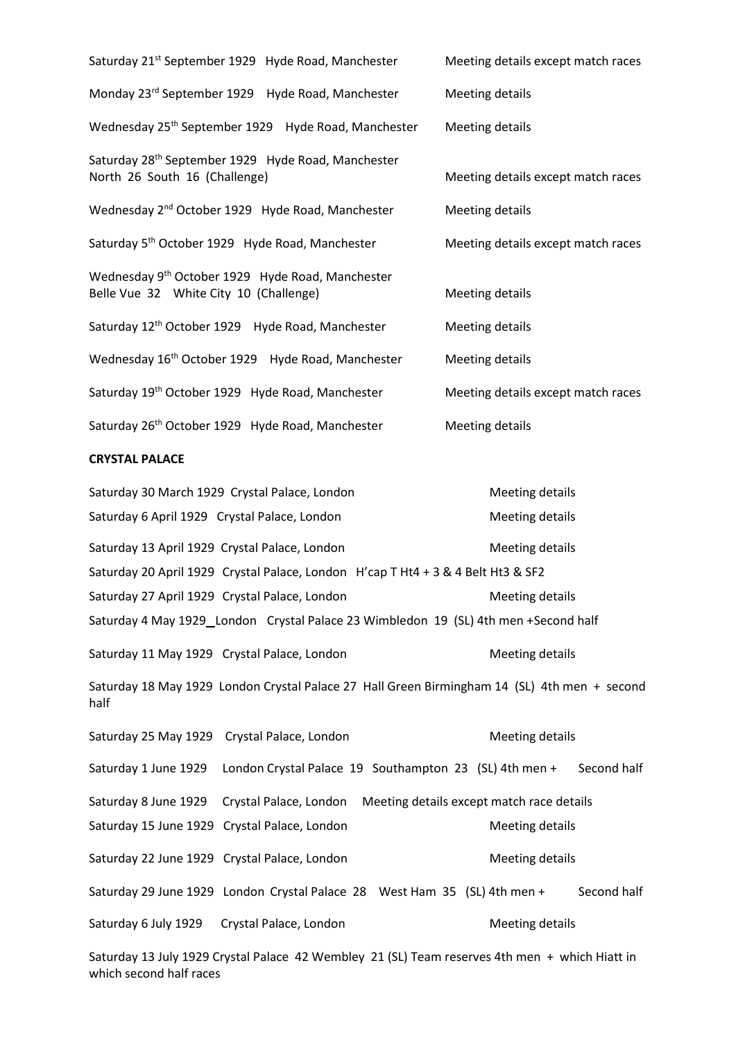Saturday 21st September 1929 Hyde Road, Manchester Meeting details except match races

Monday 23rd September 1929 Hyde Road, Manchester Meeting details

Wednesday 25th September 1929 Hyde Road, Manchester Meeting details

Saturday 28th September 1929 Hyde Road, Manchester
North 26 South 16 (Challenge) Meeting details except match races

Wednesday 2nd October 1929 Hyde Road, Manchester Meeting details

Saturday 5th October 1929 Hyde Road, Manchester Meeting details except match races

Wednesday 9th October 1929 Hyde Road, Manchester
Belle Vue 32 White City 10 (Challenge) Meeting details

Saturday 12th October 1929 Hyde Road, Manchester Meeting details

Wednesday 16th October 1929 Hyde Road, Manchester Meeting details

Saturday 19th October 1929 Hyde Road, Manchester Meeting details except match races

Saturday 26th October 1929 Hyde Road, Manchester Meeting details

**CRYSTAL PALACE**

Saturday 30 March 1929 Crystal Palace, London Meeting details

Saturday 6 April 1929 Crystal Palace, London Meeting details

Saturday 13 April 1929 Crystal Palace, London Meeting details

Saturday 20 April 1929 Crystal Palace, London H'cap T Ht4 + 3 & 4 Belt Ht3 & SF2

Saturday 27 April 1929 Crystal Palace, London Meeting details

Saturday 4 May 1929_London Crystal Palace 23 Wimbledon 19 (SL) 4th men +Second half

Saturday 11 May 1929 Crystal Palace, London Meeting details

Saturday 18 May 1929 London Crystal Palace 27 Hall Green Birmingham 14 (SL) 4th men + second half

Saturday 25 May 1929 Crystal Palace, London Meeting details

Saturday 1 June 1929 London Crystal Palace 19 Southampton 23 (SL) 4th men + Second half

Saturday 8 June 1929 Crystal Palace, London Meeting details except match race details

Saturday 15 June 1929 Crystal Palace, London Meeting details

Saturday 22 June 1929 Crystal Palace, London Meeting details

Saturday 29 June 1929 London Crystal Palace 28 West Ham 35 (SL) 4th men + Second half

Saturday 6 July 1929 Crystal Palace, London Meeting details

Saturday 13 July 1929 Crystal Palace 42 Wembley 21 (SL) Team reserves 4th men + which Hiatt in which second half races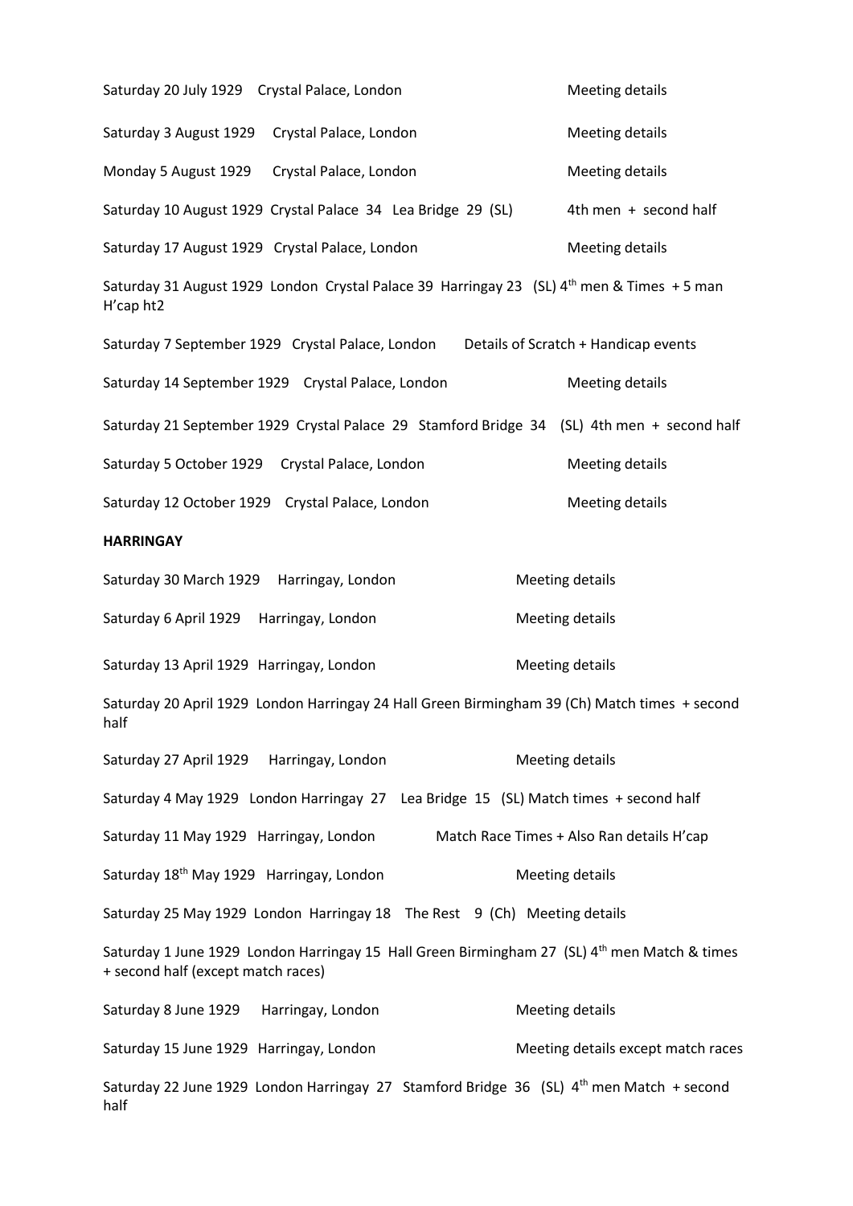Saturday 20 July 1929 Crystal Palace, London Meeting details

Saturday 3 August 1929 Crystal Palace, London Meeting details

Monday 5 August 1929 Crystal Palace, London Meeting details

Saturday 10 August 1929 Crystal Palace 34 Lea Bridge 29 (SL) 4th men + second half

Saturday 17 August 1929 Crystal Palace, London Meeting details

Saturday 31 August 1929 London Crystal Palace 39 Harringay 23 (SL) 4th men & Times + 5 man H'cap ht2

Saturday 7 September 1929 Crystal Palace, London Details of Scratch + Handicap events

Saturday 14 September 1929 Crystal Palace, London Meeting details

Saturday 21 September 1929 Crystal Palace 29 Stamford Bridge 34 (SL) 4th men + second half

Saturday 5 October 1929 Crystal Palace, London Meeting details

Saturday 12 October 1929 Crystal Palace, London Meeting details

**HARRINGAY**

Saturday 30 March 1929 Harringay, London Meeting details

Saturday 6 April 1929 Harringay, London Meeting details

Saturday 13 April 1929 Harringay, London Meeting details

Saturday 20 April 1929 London Harringay 24 Hall Green Birmingham 39 (Ch) Match times + second half

Saturday 27 April 1929 Harringay, London Meeting details

Saturday 4 May 1929 London Harringay 27 Lea Bridge 15 (SL) Match times + second half

Saturday 11 May 1929 Harringay, London Match Race Times + Also Ran details H'cap

Saturday 18th May 1929 Harringay, London Meeting details

Saturday 25 May 1929 London Harringay 18 The Rest 9 (Ch) Meeting details

Saturday 1 June 1929 London Harringay 15 Hall Green Birmingham 27 (SL) 4th men Match & times + second half (except match races)

Saturday 8 June 1929 Harringay, London Meeting details

Saturday 15 June 1929 Harringay, London Meeting details except match races

Saturday 22 June 1929 London Harringay 27 Stamford Bridge 36 (SL) 4th men Match + second half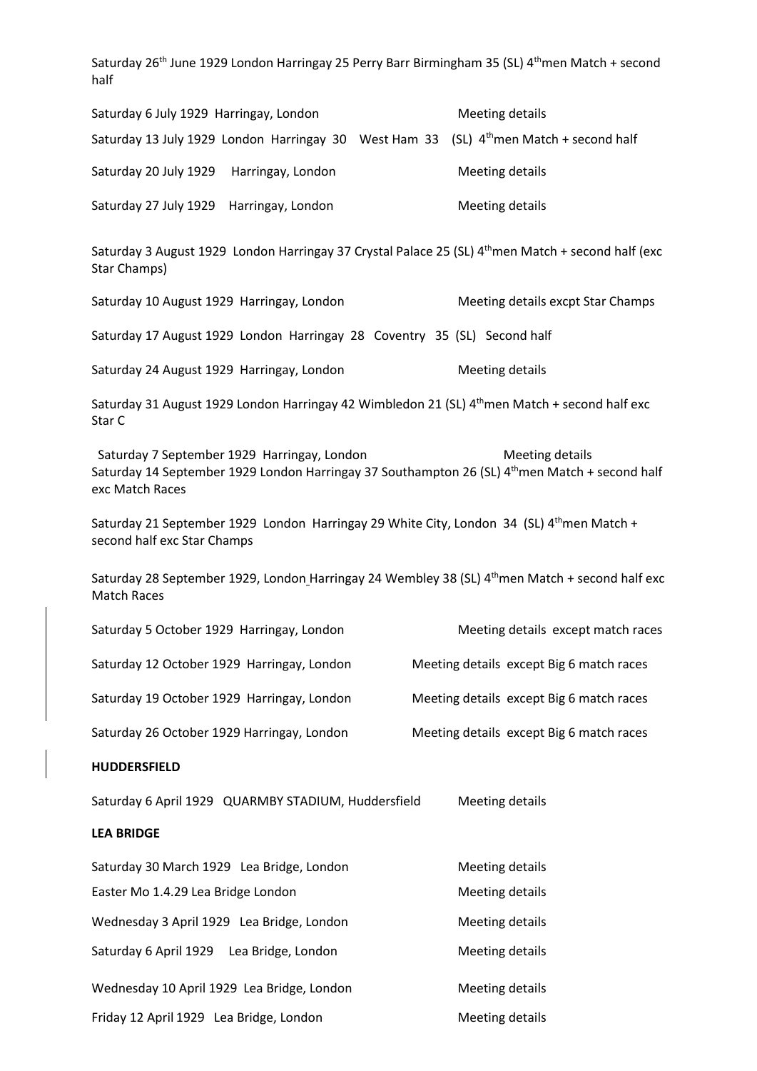Saturday 26th June 1929 London Harringay 25 Perry Barr Birmingham 35 (SL) 4th men Match + second half

Saturday 6 July 1929 Harringay, London Meeting details

Saturday 13 July 1929 London Harringay 30 West Ham 33 (SL) 4th men Match + second half

Saturday 20 July 1929 Harringay, London Meeting details

Saturday 27 July 1929 Harringay, London Meeting details

Saturday 3 August 1929 London Harringay 37 Crystal Palace 25 (SL) 4th men Match + second half (exc Star Champs)

Saturday 10 August 1929 Harringay, London Meeting details excpt Star Champs

Saturday 17 August 1929 London Harringay 28 Coventry 35 (SL) Second half

Saturday 24 August 1929 Harringay, London Meeting details

Saturday 31 August 1929 London Harringay 42 Wimbledon 21 (SL) 4th men Match + second half exc Star C

Saturday 7 September 1929 Harringay, London Meeting details

Saturday 14 September 1929 London Harringay 37 Southampton 26 (SL) 4th men Match + second half exc Match Races

Saturday 21 September 1929 London Harringay 29 White City, London 34 (SL) 4th men Match + second half exc Star Champs

Saturday 28 September 1929, London Harringay 24 Wembley 38 (SL) 4th men Match + second half exc Match Races

Saturday 5 October 1929 Harringay, London Meeting details except match races

Saturday 12 October 1929 Harringay, London Meeting details except Big 6 match races

Saturday 19 October 1929 Harringay, London Meeting details except Big 6 match races

Saturday 26 October 1929 Harringay, London Meeting details except Big 6 match races

**HUDDERSFIELD**

Saturday 6 April 1929 QUARMBY STADIUM, Huddersfield Meeting details

**LEA BRIDGE**

Saturday 30 March 1929 Lea Bridge, London Meeting details

Easter Mo 1.4.29 Lea Bridge London Meeting details

Wednesday 3 April 1929 Lea Bridge, London Meeting details

Saturday 6 April 1929 Lea Bridge, London Meeting details

Wednesday 10 April 1929 Lea Bridge, London Meeting details

Friday 12 April 1929 Lea Bridge, London Meeting details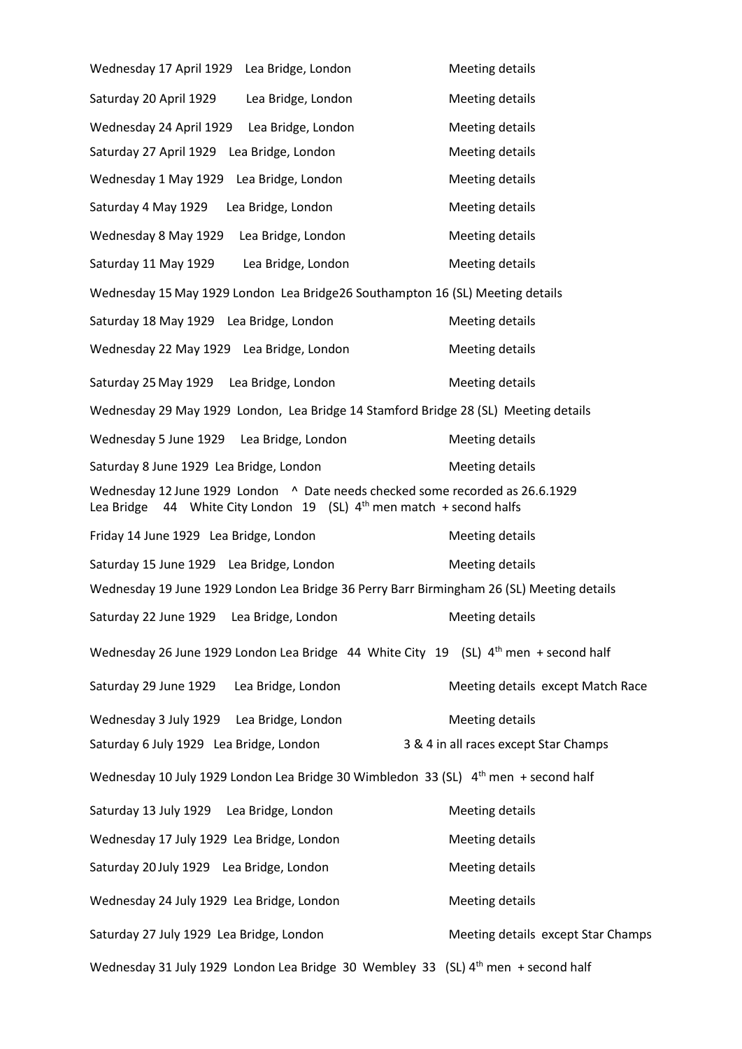Wednesday 17 April 1929 Lea Bridge, London Meeting details

Saturday 20 April 1929 Lea Bridge, London Meeting details

Wednesday 24 April 1929 Lea Bridge, London Meeting details

Saturday 27 April 1929 Lea Bridge, London Meeting details

Wednesday 1 May 1929 Lea Bridge, London Meeting details

Saturday 4 May 1929 Lea Bridge, London Meeting details

Wednesday 8 May 1929 Lea Bridge, London Meeting details

Saturday 11 May 1929 Lea Bridge, London Meeting details

Wednesday 15 May 1929 London Lea Bridge26 Southampton 16 (SL) Meeting details

Saturday 18 May 1929 Lea Bridge, London Meeting details

Wednesday 22 May 1929 Lea Bridge, London Meeting details

Saturday 25 May 1929 Lea Bridge, London Meeting details

Wednesday 29 May 1929 London, Lea Bridge 14 Stamford Bridge 28 (SL) Meeting details

Wednesday 5 June 1929 Lea Bridge, London Meeting details

Saturday 8 June 1929 Lea Bridge, London Meeting details

Wednesday 12 June 1929 London ^ Date needs checked some recorded as 26.6.1929
Lea Bridge 44 White City London 19 (SL) 4th men match + second halfs

Friday 14 June 1929 Lea Bridge, London Meeting details

Saturday 15 June 1929 Lea Bridge, London Meeting details

Wednesday 19 June 1929 London Lea Bridge 36 Perry Barr Birmingham 26 (SL) Meeting details

Saturday 22 June 1929 Lea Bridge, London Meeting details

Wednesday 26 June 1929 London Lea Bridge 44 White City 19 (SL) 4th men + second half

Saturday 29 June 1929 Lea Bridge, London Meeting details except Match Race

Wednesday 3 July 1929 Lea Bridge, London Meeting details

Saturday 6 July 1929 Lea Bridge, London 3 & 4 in all races except Star Champs

Wednesday 10 July 1929 London Lea Bridge 30 Wimbledon 33 (SL) 4th men + second half

Saturday 13 July 1929 Lea Bridge, London Meeting details

Wednesday 17 July 1929 Lea Bridge, London Meeting details

Saturday 20 July 1929 Lea Bridge, London Meeting details

Wednesday 24 July 1929 Lea Bridge, London Meeting details

Saturday 27 July 1929 Lea Bridge, London Meeting details except Star Champs

Wednesday 31 July 1929 London Lea Bridge 30 Wembley 33 (SL) 4th men + second half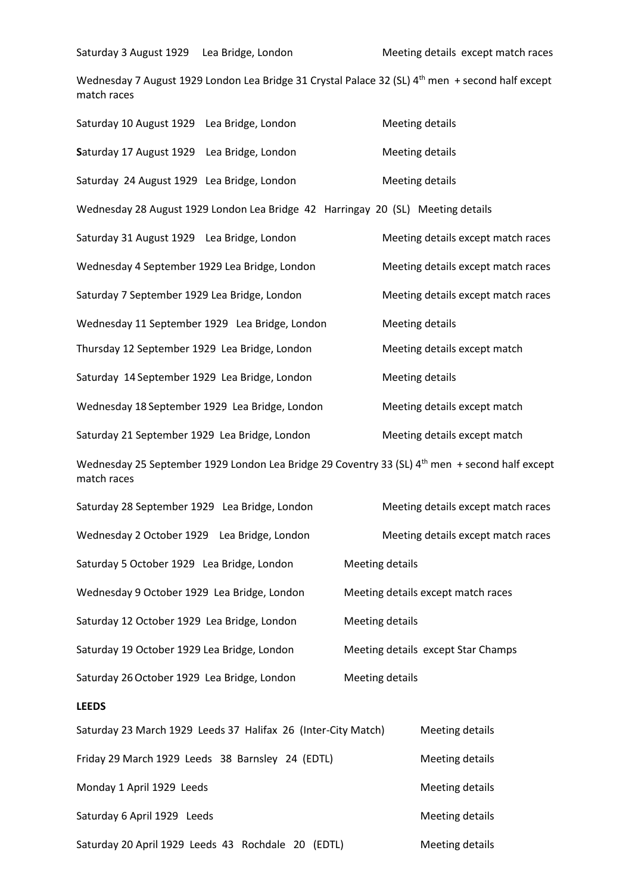Saturday 3 August 1929 Lea Bridge, London Meeting details except match races

Wednesday 7 August 1929 London Lea Bridge 31 Crystal Palace 32 (SL) 4th men + second half except match races

Saturday 10 August 1929 Lea Bridge, London Meeting details

**S**aturday 17 August 1929 Lea Bridge, London Meeting details

Saturday 24 August 1929 Lea Bridge, London Meeting details

Wednesday 28 August 1929 London Lea Bridge 42 Harringay 20 (SL) Meeting details

Saturday 31 August 1929 Lea Bridge, London Meeting details except match races

Wednesday 4 September 1929 Lea Bridge, London Meeting details except match races

Saturday 7 September 1929 Lea Bridge, London Meeting details except match races

Wednesday 11 September 1929 Lea Bridge, London Meeting details

Thursday 12 September 1929 Lea Bridge, London Meeting details except match

Saturday 14 September 1929 Lea Bridge, London Meeting details

Wednesday 18 September 1929 Lea Bridge, London Meeting details except match

Saturday 21 September 1929 Lea Bridge, London Meeting details except match

Wednesday 25 September 1929 London Lea Bridge 29 Coventry 33 (SL) 4th men + second half except match races

Saturday 28 September 1929 Lea Bridge, London Meeting details except match races

Wednesday 2 October 1929 Lea Bridge, London Meeting details except match races

Saturday 5 October 1929 Lea Bridge, London Meeting details

Wednesday 9 October 1929 Lea Bridge, London Meeting details except match races

Saturday 12 October 1929 Lea Bridge, London Meeting details

Saturday 19 October 1929 Lea Bridge, London Meeting details except Star Champs

Saturday 26 October 1929 Lea Bridge, London Meeting details

**LEEDS**

Saturday 23 March 1929 Leeds 37 Halifax 26 (Inter-City Match) Meeting details

Friday 29 March 1929 Leeds 38 Barnsley 24 (EDTL) Meeting details

Monday 1 April 1929 Leeds Meeting details

Saturday 6 April 1929 Leeds Meeting details

Saturday 20 April 1929 Leeds 43 Rochdale 20 (EDTL) Meeting details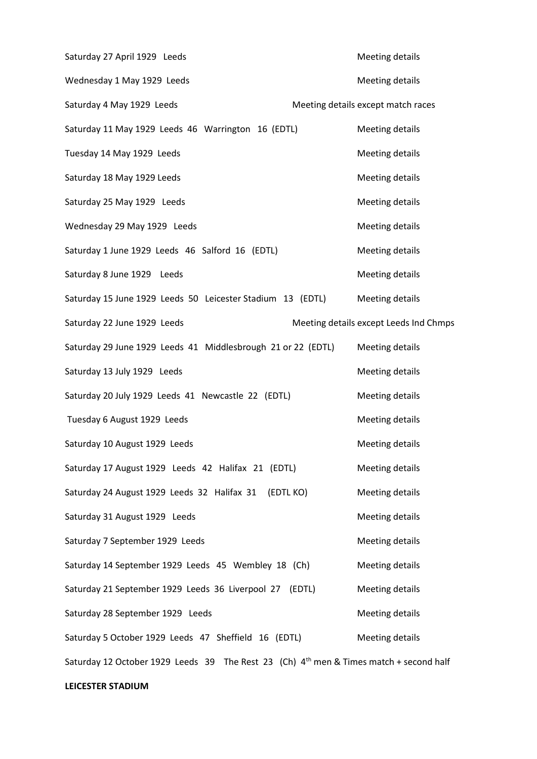Saturday 27 April 1929 Leeds — Meeting details

Wednesday 1 May 1929 Leeds — Meeting details

Saturday 4 May 1929 Leeds — Meeting details except match races

Saturday 11 May 1929 Leeds 46 Warrington 16 (EDTL) — Meeting details

Tuesday 14 May 1929 Leeds — Meeting details

Saturday 18 May 1929 Leeds — Meeting details

Saturday 25 May 1929 Leeds — Meeting details

Wednesday 29 May 1929 Leeds — Meeting details

Saturday 1 June 1929 Leeds 46 Salford 16 (EDTL) — Meeting details

Saturday 8 June 1929 Leeds — Meeting details

Saturday 15 June 1929 Leeds 50 Leicester Stadium 13 (EDTL) — Meeting details

Saturday 22 June 1929 Leeds — Meeting details except Leeds Ind Chmps

Saturday 29 June 1929 Leeds 41 Middlesbrough 21 or 22 (EDTL) — Meeting details

Saturday 13 July 1929 Leeds — Meeting details

Saturday 20 July 1929 Leeds 41 Newcastle 22 (EDTL) — Meeting details

Tuesday 6 August 1929 Leeds — Meeting details

Saturday 10 August 1929 Leeds — Meeting details

Saturday 17 August 1929 Leeds 42 Halifax 21 (EDTL) — Meeting details

Saturday 24 August 1929 Leeds 32 Halifax 31 (EDTL KO) — Meeting details

Saturday 31 August 1929 Leeds — Meeting details

Saturday 7 September 1929 Leeds — Meeting details

Saturday 14 September 1929 Leeds 45 Wembley 18 (Ch) — Meeting details

Saturday 21 September 1929 Leeds 36 Liverpool 27 (EDTL) — Meeting details

Saturday 28 September 1929 Leeds — Meeting details

Saturday 5 October 1929 Leeds 47 Sheffield 16 (EDTL) — Meeting details

Saturday 12 October 1929 Leeds 39 The Rest 23 (Ch) 4th men & Times match + second half

**LEICESTER STADIUM**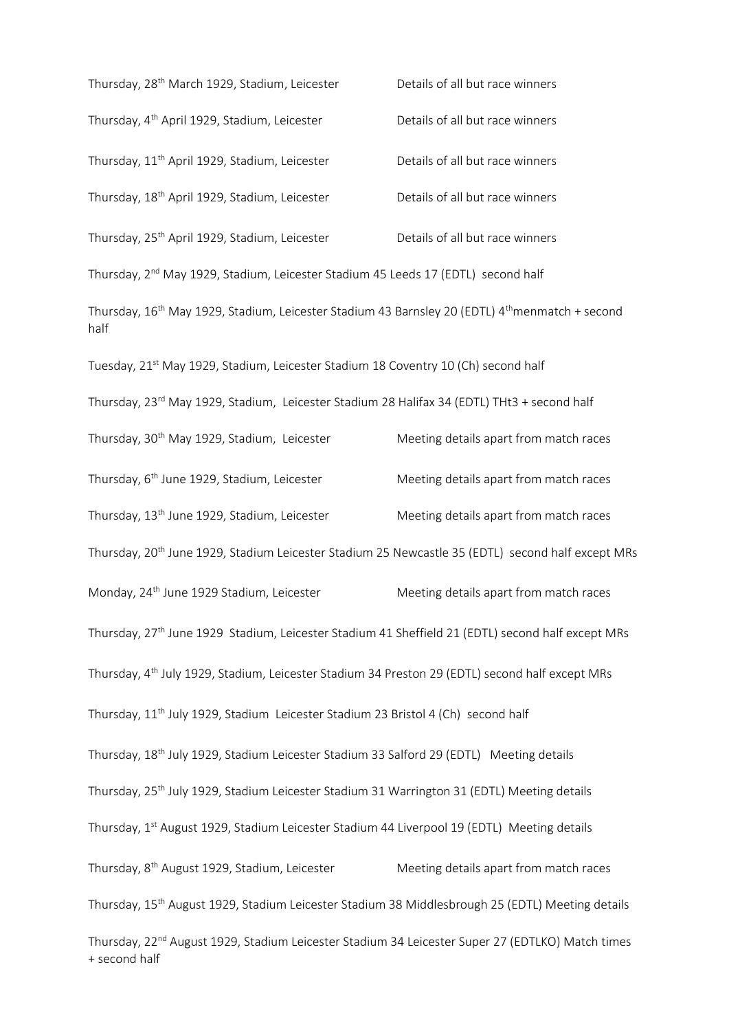Thursday, 28th March 1929, Stadium, Leicester Details of all but race winners

Thursday, 4th April 1929, Stadium, Leicester Details of all but race winners

Thursday, 11th April 1929, Stadium, Leicester Details of all but race winners

Thursday, 18th April 1929, Stadium, Leicester Details of all but race winners

Thursday, 25th April 1929, Stadium, Leicester Details of all but race winners

Thursday, 2nd May 1929, Stadium, Leicester Stadium 45 Leeds 17 (EDTL) second half

Thursday, 16th May 1929, Stadium, Leicester Stadium 43 Barnsley 20 (EDTL) 4thmenmatch + second half

Tuesday, 21st May 1929, Stadium, Leicester Stadium 18 Coventry 10 (Ch) second half

Thursday, 23rd May 1929, Stadium, Leicester Stadium 28 Halifax 34 (EDTL) THt3 + second half

Thursday, 30th May 1929, Stadium, Leicester Meeting details apart from match races

Thursday, 6th June 1929, Stadium, Leicester Meeting details apart from match races

Thursday, 13th June 1929, Stadium, Leicester Meeting details apart from match races

Thursday, 20th June 1929, Stadium Leicester Stadium 25 Newcastle 35 (EDTL) second half except MRs

Monday, 24th June 1929 Stadium, Leicester Meeting details apart from match races

Thursday, 27th June 1929 Stadium, Leicester Stadium 41 Sheffield 21 (EDTL) second half except MRs

Thursday, 4th July 1929, Stadium, Leicester Stadium 34 Preston 29 (EDTL) second half except MRs

Thursday, 11th July 1929, Stadium Leicester Stadium 23 Bristol 4 (Ch) second half

Thursday, 18th July 1929, Stadium Leicester Stadium 33 Salford 29 (EDTL) Meeting details

Thursday, 25th July 1929, Stadium Leicester Stadium 31 Warrington 31 (EDTL) Meeting details

Thursday, 1st August 1929, Stadium Leicester Stadium 44 Liverpool 19 (EDTL) Meeting details

Thursday, 8th August 1929, Stadium, Leicester Meeting details apart from match races

Thursday, 15th August 1929, Stadium Leicester Stadium 38 Middlesbrough 25 (EDTL) Meeting details

Thursday, 22nd August 1929, Stadium Leicester Stadium 34 Leicester Super 27 (EDTLKO) Match times + second half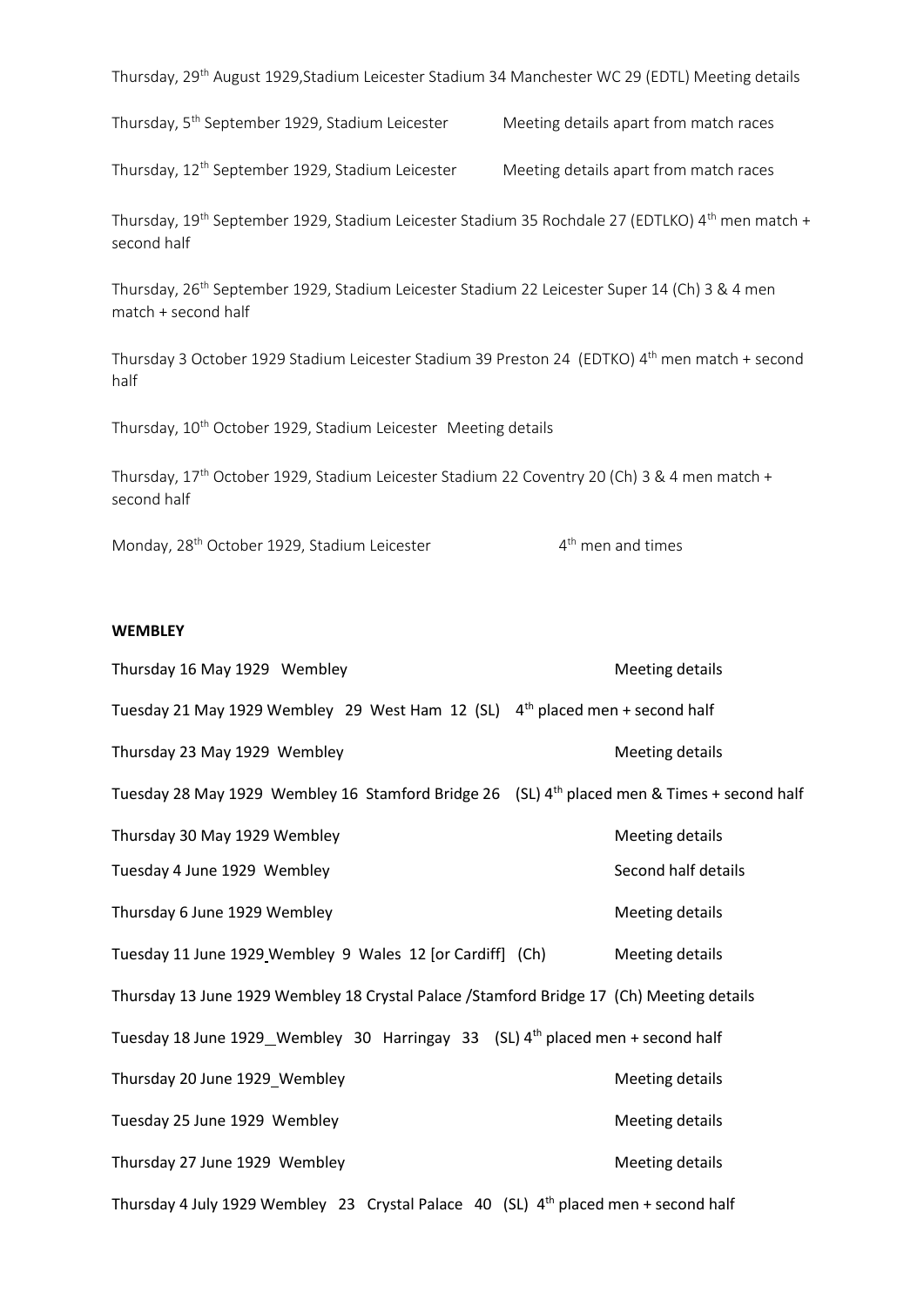Thursday, 29th August 1929,Stadium Leicester Stadium 34 Manchester WC 29 (EDTL) Meeting details

Thursday, 5th September 1929, Stadium Leicester Meeting details apart from match races

Thursday, 12th September 1929, Stadium Leicester Meeting details apart from match races

Thursday, 19th September 1929, Stadium Leicester Stadium 35 Rochdale 27 (EDTLKO) 4th men match + second half

Thursday, 26th September 1929, Stadium Leicester Stadium 22 Leicester Super 14 (Ch) 3 & 4 men match + second half

Thursday 3 October 1929 Stadium Leicester Stadium 39 Preston 24 (EDTKO) 4th men match + second half

Thursday, 10th October 1929, Stadium Leicester Meeting details

Thursday, 17th October 1929, Stadium Leicester Stadium 22 Coventry 20 (Ch) 3 & 4 men match + second half

Monday, 28th October 1929, Stadium Leicester 4th men and times

**WEMBLEY**

Thursday 16 May 1929 Wembley Meeting details

Tuesday 21 May 1929 Wembley 29 West Ham 12 (SL) 4th placed men + second half

Thursday 23 May 1929 Wembley Meeting details

Tuesday 28 May 1929 Wembley 16 Stamford Bridge 26 (SL) 4th placed men & Times + second half

Thursday 30 May 1929 Wembley Meeting details

Tuesday 4 June 1929 Wembley Second half details

Thursday 6 June 1929 Wembley Meeting details

Tuesday 11 June 1929 Wembley 9 Wales 12 [or Cardiff] (Ch) Meeting details

Thursday 13 June 1929 Wembley 18 Crystal Palace /Stamford Bridge 17 (Ch) Meeting details

Tuesday 18 June 1929_Wembley 30 Harringay 33 (SL) 4th placed men + second half

Thursday 20 June 1929_Wembley Meeting details

Tuesday 25 June 1929 Wembley Meeting details

Thursday 27 June 1929 Wembley Meeting details

Thursday 4 July 1929 Wembley 23 Crystal Palace 40 (SL) 4th placed men + second half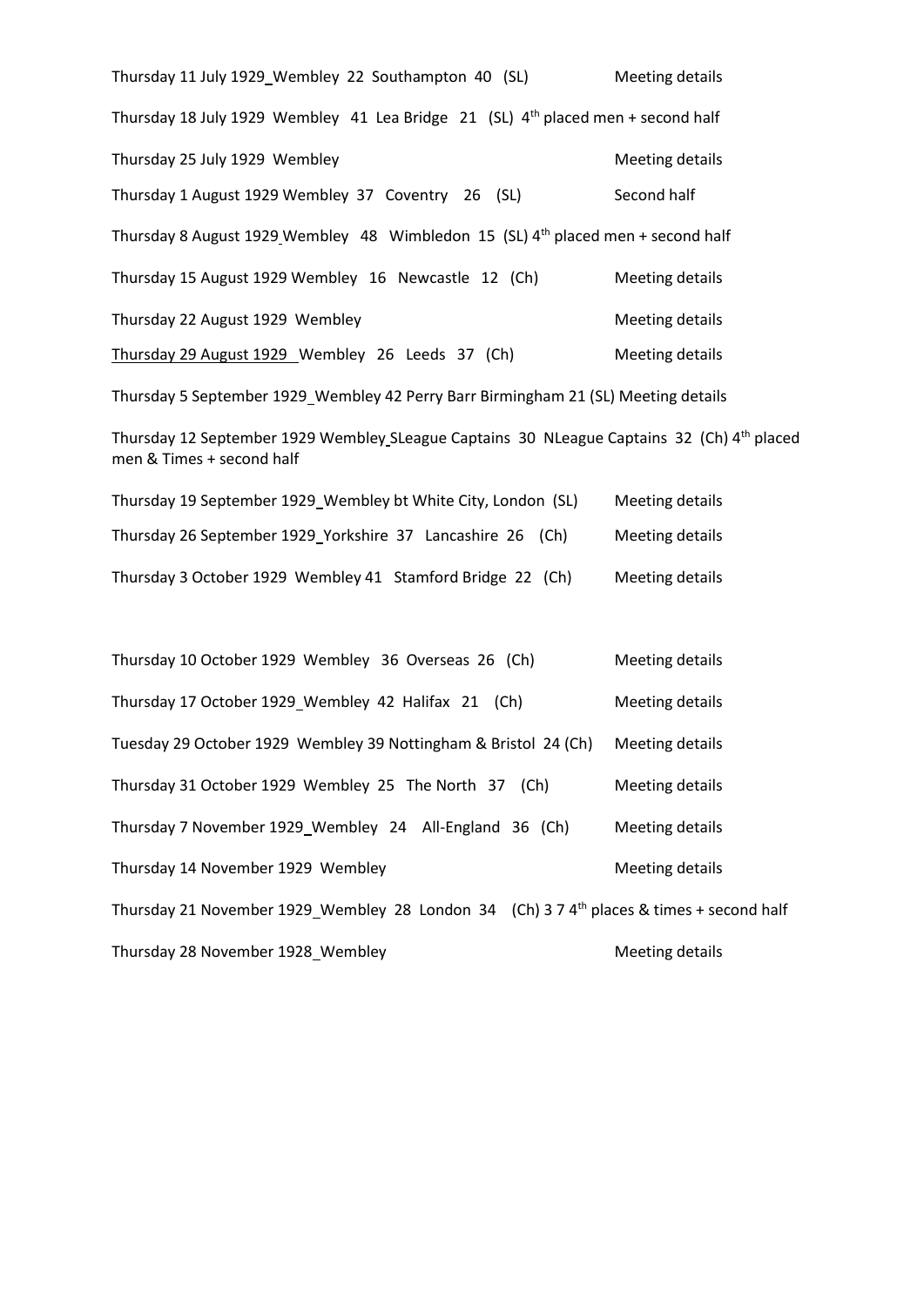Thursday 11 July 1929_Wembley 22 Southampton 40 (SL) Meeting details

Thursday 18 July 1929 Wembley 41 Lea Bridge 21 (SL) 4th placed men + second half

Thursday 25 July 1929 Wembley Meeting details

Thursday 1 August 1929 Wembley 37 Coventry 26 (SL) Second half

Thursday 8 August 1929 Wembley 48 Wimbledon 15 (SL) 4th placed men + second half

Thursday 15 August 1929 Wembley 16 Newcastle 12 (Ch) Meeting details

Thursday 22 August 1929 Wembley Meeting details

Thursday 29 August 1929 Wembley 26 Leeds 37 (Ch) Meeting details

Thursday 5 September 1929_Wembley 42 Perry Barr Birmingham 21 (SL) Meeting details

Thursday 12 September 1929 Wembley SLeague Captains 30 NLeague Captains 32 (Ch) 4th placed men & Times + second half

Thursday 19 September 1929_Wembley bt White City, London (SL) Meeting details

Thursday 26 September 1929_Yorkshire 37 Lancashire 26 (Ch) Meeting details

Thursday 3 October 1929 Wembley 41 Stamford Bridge 22 (Ch) Meeting details

Thursday 10 October 1929 Wembley 36 Overseas 26 (Ch) Meeting details

Thursday 17 October 1929_Wembley 42 Halifax 21 (Ch) Meeting details

Tuesday 29 October 1929 Wembley 39 Nottingham & Bristol 24 (Ch) Meeting details

Thursday 31 October 1929 Wembley 25 The North 37 (Ch) Meeting details

Thursday 7 November 1929_Wembley 24 All-England 36 (Ch) Meeting details

Thursday 14 November 1929 Wembley Meeting details

Thursday 21 November 1929_Wembley 28 London 34 (Ch) 3 7 4th places & times + second half

Thursday 28 November 1928_Wembley Meeting details